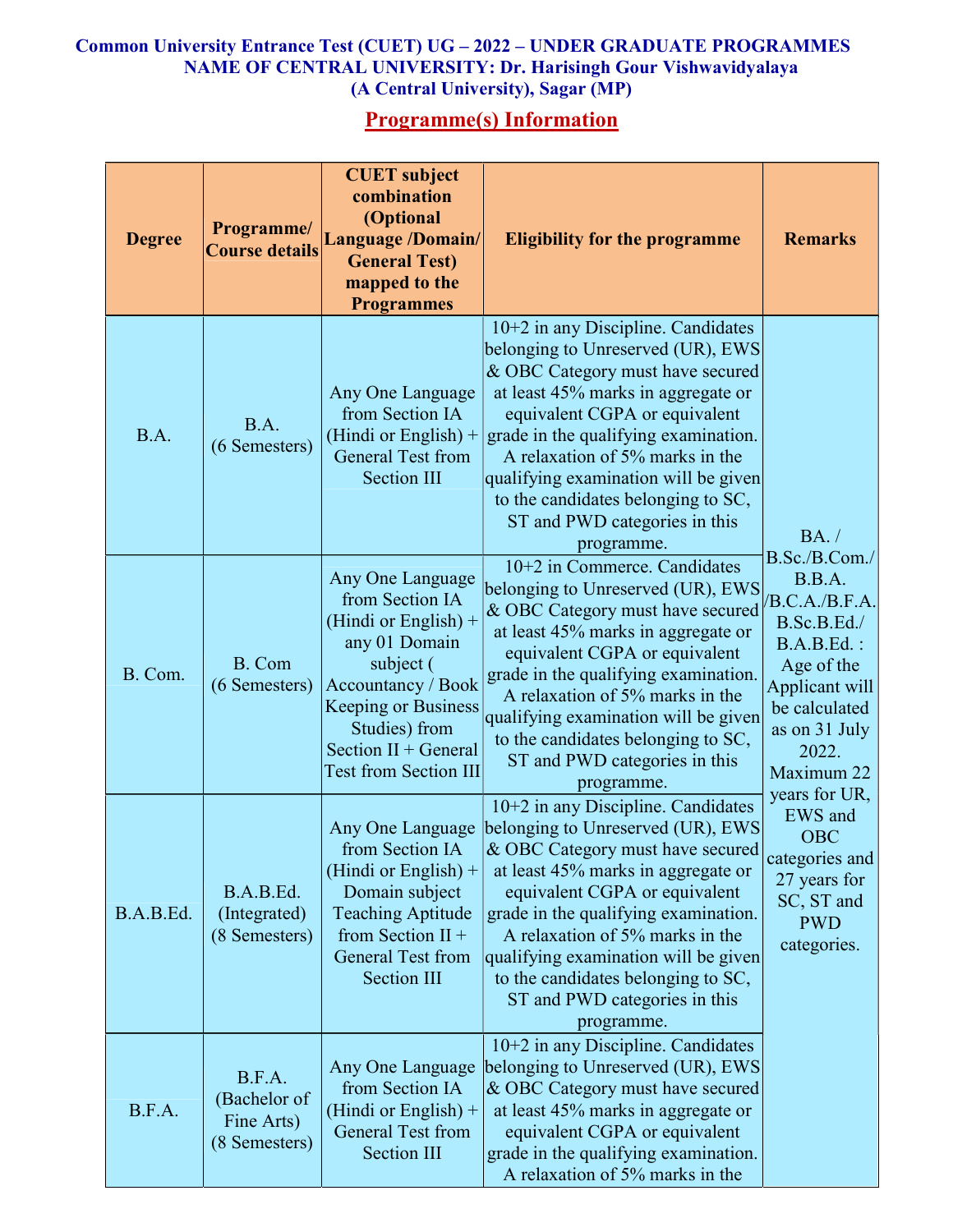**Common University Entrance Test (CUET) UG – 2022 – UNDER GRADUATE PROGRAMMES**
**NAME OF CENTRAL UNIVERSITY: Dr. Harisingh Gour Vishwavidyalaya (A Central University), Sagar (MP)**

## Programme(s) Information

| Degree | Programme/ Course details | CUET subject combination (Optional Language /Domain/ General Test) mapped to the Programmes | Eligibility for the programme | Remarks |
|---|---|---|---|---|
| B.A. | B.A. (6 Semesters) | Any One Language from Section IA (Hindi or English) + General Test from Section III | 10+2 in any Discipline. Candidates belonging to Unreserved (UR), EWS & OBC Category must have secured at least 45% marks in aggregate or equivalent CGPA or equivalent grade in the qualifying examination. A relaxation of 5% marks in the qualifying examination will be given to the candidates belonging to SC, ST and PWD categories in this programme. | BA. / B.Sc./B.Com./ B.B.A. /B.C.A./B.F.A. B.Sc.B.Ed./ B.A.B.Ed. : Age of the Applicant will be calculated as on 31 July 2022. Maximum 22 years for UR, EWS and OBC categories and 27 years for SC, ST and PWD categories. |
| B. Com. | B. Com (6 Semesters) | Any One Language from Section IA (Hindi or English) + any 01 Domain subject ( Accountancy / Book Keeping or Business Studies) from Section II + General Test from Section III | 10+2 in Commerce. Candidates belonging to Unreserved (UR), EWS & OBC Category must have secured at least 45% marks in aggregate or equivalent CGPA or equivalent grade in the qualifying examination. A relaxation of 5% marks in the qualifying examination will be given to the candidates belonging to SC, ST and PWD categories in this programme. | |
| B.A.B.Ed. | B.A.B.Ed. (Integrated) (8 Semesters) | Any One Language from Section IA (Hindi or English) + Domain subject Teaching Aptitude from Section II + General Test from Section III | 10+2 in any Discipline. Candidates belonging to Unreserved (UR), EWS & OBC Category must have secured at least 45% marks in aggregate or equivalent CGPA or equivalent grade in the qualifying examination. A relaxation of 5% marks in the qualifying examination will be given to the candidates belonging to SC, ST and PWD categories in this programme. | |
| B.F.A. | B.F.A. (Bachelor of Fine Arts) (8 Semesters) | Any One Language from Section IA (Hindi or English) + General Test from Section III | 10+2 in any Discipline. Candidates belonging to Unreserved (UR), EWS & OBC Category must have secured at least 45% marks in aggregate or equivalent CGPA or equivalent grade in the qualifying examination. A relaxation of 5% marks in the | |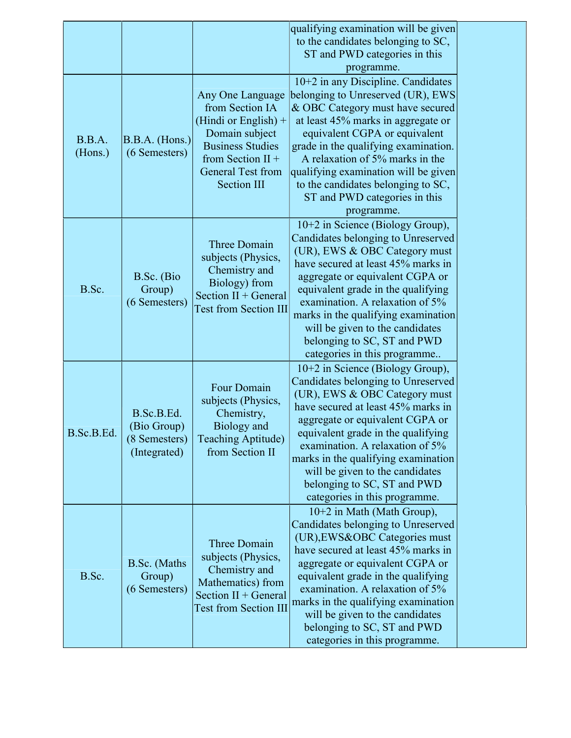| | | | | |
|---|---|---|---|---|
| | | | qualifying examination will be given to the candidates belonging to SC, ST and PWD categories in this programme. | |
| B.B.A. (Hons.) | B.B.A. (Hons.) (6 Semesters) | Any One Language from Section IA (Hindi or English) + Domain subject Business Studies from Section II + General Test from Section III | 10+2 in any Discipline. Candidates belonging to Unreserved (UR), EWS & OBC Category must have secured at least 45% marks in aggregate or equivalent CGPA or equivalent grade in the qualifying examination. A relaxation of 5% marks in the qualifying examination will be given to the candidates belonging to SC, ST and PWD categories in this programme. | |
| B.Sc. | B.Sc. (Bio Group) (6 Semesters) | Three Domain subjects (Physics, Chemistry and Biology) from Section II + General Test from Section III | 10+2 in Science (Biology Group), Candidates belonging to Unreserved (UR), EWS & OBC Category must have secured at least 45% marks in aggregate or equivalent CGPA or equivalent grade in the qualifying examination. A relaxation of 5% marks in the qualifying examination will be given to the candidates belonging to SC, ST and PWD categories in this programme.. | |
| B.Sc.B.Ed. | B.Sc.B.Ed. (Bio Group) (8 Semesters) (Integrated) | Four Domain subjects (Physics, Chemistry, Biology and Teaching Aptitude) from Section II | 10+2 in Science (Biology Group), Candidates belonging to Unreserved (UR), EWS & OBC Category must have secured at least 45% marks in aggregate or equivalent CGPA or equivalent grade in the qualifying examination. A relaxation of 5% marks in the qualifying examination will be given to the candidates belonging to SC, ST and PWD categories in this programme. | |
| B.Sc. | B.Sc. (Maths Group) (6 Semesters) | Three Domain subjects (Physics, Chemistry and Mathematics) from Section II + General Test from Section III | 10+2 in Math (Math Group), Candidates belonging to Unreserved (UR),EWS&OBC Categories must have secured at least 45% marks in aggregate or equivalent CGPA or equivalent grade in the qualifying examination. A relaxation of 5% marks in the qualifying examination will be given to the candidates belonging to SC, ST and PWD categories in this programme. | |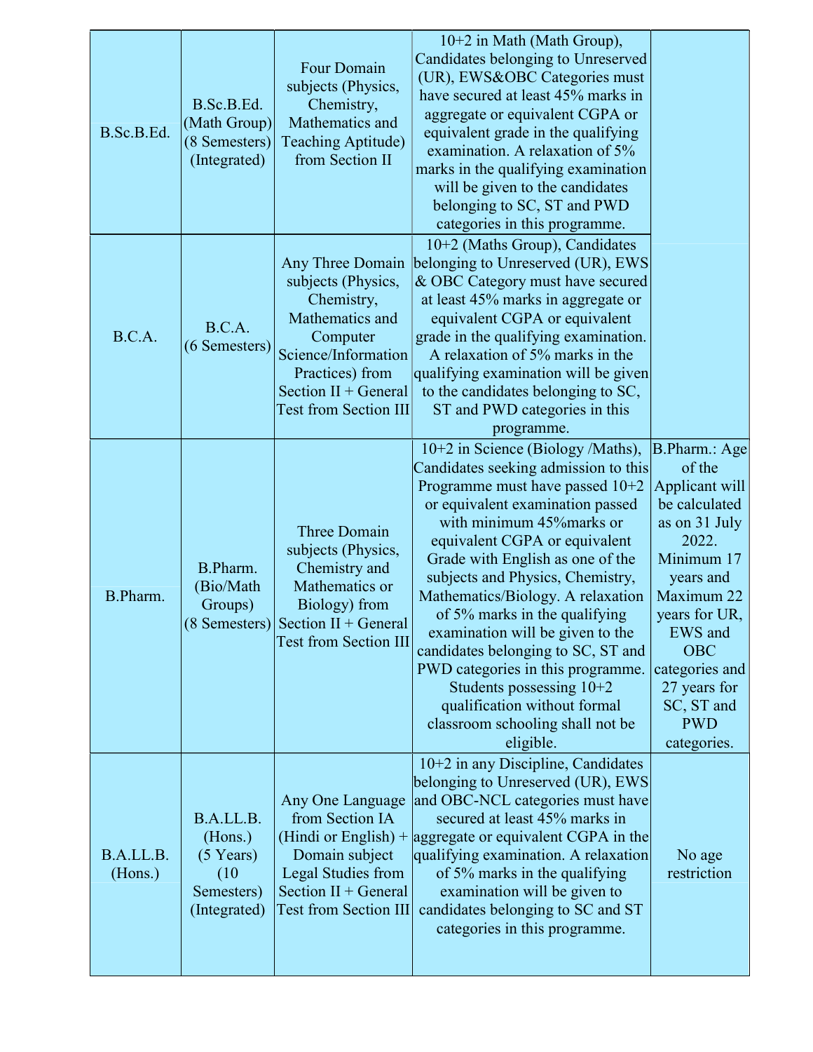| | | | | |
|---|---|---|---|---|
| B.Sc.B.Ed. | B.Sc.B.Ed. (Math Group) (8 Semesters) (Integrated) | Four Domain subjects (Physics, Chemistry, Mathematics and Teaching Aptitude) from Section II | 10+2 in Math (Math Group), Candidates belonging to Unreserved (UR), EWS&OBC Categories must have secured at least 45% marks in aggregate or equivalent CGPA or equivalent grade in the qualifying examination. A relaxation of 5% marks in the qualifying examination will be given to the candidates belonging to SC, ST and PWD categories in this programme. | |
| B.C.A. | B.C.A. (6 Semesters) | Any Three Domain subjects (Physics, Chemistry, Mathematics and Computer Science/Information Practices) from Section II + General Test from Section III | 10+2 (Maths Group), Candidates belonging to Unreserved (UR), EWS & OBC Category must have secured at least 45% marks in aggregate or equivalent CGPA or equivalent grade in the qualifying examination. A relaxation of 5% marks in the qualifying examination will be given to the candidates belonging to SC, ST and PWD categories in this programme. | |
| B.Pharm. | B.Pharm. (Bio/Math Groups) (8 Semesters) | Three Domain subjects (Physics, Chemistry and Mathematics or Biology) from Section II + General Test from Section III | 10+2 in Science (Biology /Maths), Candidates seeking admission to this Programme must have passed 10+2 or equivalent examination passed with minimum 45%marks or equivalent CGPA or equivalent Grade with English as one of the subjects and Physics, Chemistry, Mathematics/Biology. A relaxation of 5% marks in the qualifying examination will be given to the candidates belonging to SC, ST and PWD categories in this programme. Students possessing 10+2 qualification without formal classroom schooling shall not be eligible. | B.Pharm.: Age of the Applicant will be calculated as on 31 July 2022. Minimum 17 years and Maximum 22 years for UR, EWS and OBC categories and 27 years for SC, ST and PWD categories. |
| B.A.LL.B. (Hons.) | B.A.LL.B. (Hons.) (5 Years) (10 Semesters) (Integrated) | Any One Language from Section IA (Hindi or English) + Domain subject Legal Studies from Section II + General Test from Section III | 10+2 in any Discipline, Candidates belonging to Unreserved (UR), EWS and OBC-NCL categories must have secured at least 45% marks in aggregate or equivalent CGPA in the qualifying examination. A relaxation of 5% marks in the qualifying examination will be given to candidates belonging to SC and ST categories in this programme. | No age restriction |